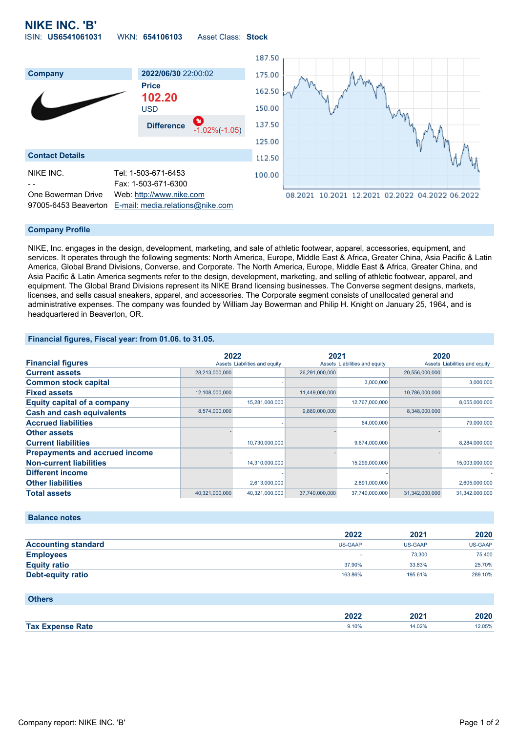# NIKE INC. 'B'

ISIN: **US6541061031** WKN: **654106103** Asset Class: **Stock**

| Company | 2022/06/30 22:00:02 |
|---|---|
| | Price **102.20** USD |
| | Difference -1.02%(-1.05) |

## Contact Details

| | |
|---|---|
| NIKE INC. | Tel: 1-503-671-6453 |
| - - | Fax: 1-503-671-6300 |
| One Bowerman Drive | Web: http://www.nike.com |
| 97005-6453 Beaverton | E-mail: media.relations@nike.com |

## Company Profile

NIKE, Inc. engages in the design, development, marketing, and sale of athletic footwear, apparel, accessories, equipment, and services. It operates through the following segments: North America, Europe, Middle East & Africa, Greater China, Asia Pacific & Latin America, Global Brand Divisions, Converse, and Corporate. The North America, Europe, Middle East & Africa, Greater China, and Asia Pacific & Latin America segments refer to the design, development, marketing, and selling of athletic footwear, apparel, and equipment. The Global Brand Divisions represent its NIKE Brand licensing businesses. The Converse segment designs, markets, licenses, and sells casual sneakers, apparel, and accessories. The Corporate segment consists of unallocated general and administrative expenses. The company was founded by William Jay Bowerman and Philip H. Knight on January 25, 1964, and is headquartered in Beaverton, OR.

## Financial figures, Fiscal year: from 01.06. to 31.05.

| Financial figures | 2022 Assets | 2022 Liabilities and equity | 2021 Assets | 2021 Liabilities and equity | 2020 Assets | 2020 Liabilities and equity |
|---|---|---|---|---|---|---|
| Current assets | 28,213,000,000 | | 26,291,000,000 | | 20,556,000,000 | |
| Common stock capital | | - | | 3,000,000 | | 3,000,000 |
| Fixed assets | 12,108,000,000 | | 11,449,000,000 | | 10,786,000,000 | |
| Equity capital of a company | | 15,281,000,000 | | 12,767,000,000 | | 8,055,000,000 |
| Cash and cash equivalents | 8,574,000,000 | | 9,889,000,000 | | 8,348,000,000 | |
| Accrued liabilities | | - | | 64,000,000 | | 79,000,000 |
| Other assets | - | | - | | - | |
| Current liabilities | | 10,730,000,000 | | 9,674,000,000 | | 8,284,000,000 |
| Prepayments and accrued income | - | | - | | - | |
| Non-current liabilities | | 14,310,000,000 | | 15,299,000,000 | | 15,003,000,000 |
| Different income | | - | | - | | - |
| Other liabilities | | 2,613,000,000 | | 2,891,000,000 | | 2,605,000,000 |
| Total assets | 40,321,000,000 | 40,321,000,000 | 37,740,000,000 | 37,740,000,000 | 31,342,000,000 | 31,342,000,000 |

## Balance notes

| | 2022 | 2021 | 2020 |
|---|---|---|---|
| Accounting standard | US-GAAP | US-GAAP | US-GAAP |
| Employees | - | 73,300 | 75,400 |
| Equity ratio | 37.90% | 33.83% | 25.70% |
| Debt-equity ratio | 163.86% | 195.61% | 289.10% |

## Others

| | 2022 | 2021 | 2020 |
|---|---|---|---|
| Tax Expense Rate | 9.10% | 14.02% | 12.05% |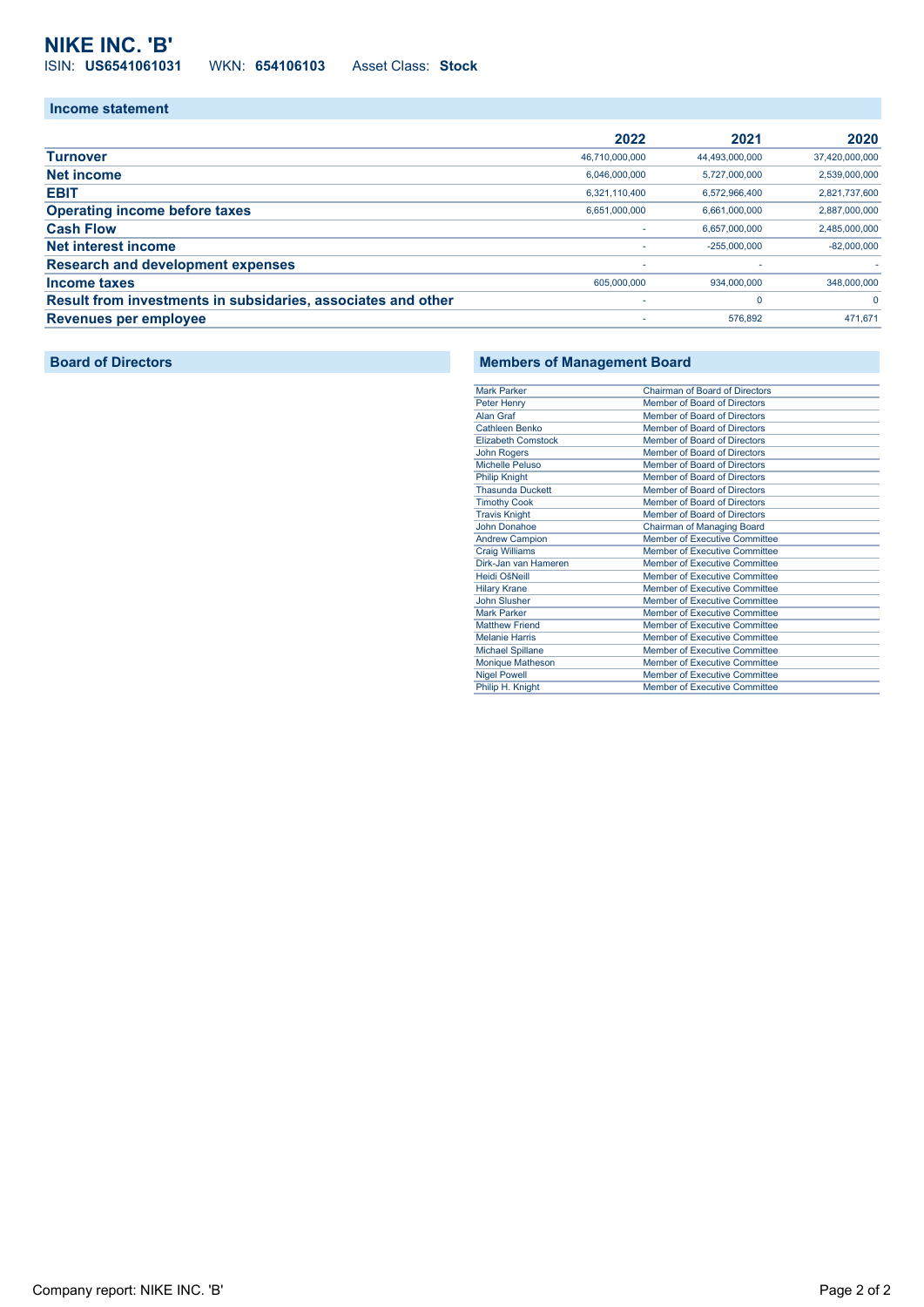# NIKE INC. 'B'

ISIN: **US6541061031** WKN: **654106103** Asset Class: **Stock**

## Income statement

| | 2022 | 2021 | 2020 |
|---|---|---|---|
| **Turnover** | 46,710,000,000 | 44,493,000,000 | 37,420,000,000 |
| **Net income** | 6,046,000,000 | 5,727,000,000 | 2,539,000,000 |
| **EBIT** | 6,321,110,400 | 6,572,966,400 | 2,821,737,600 |
| **Operating income before taxes** | 6,651,000,000 | 6,661,000,000 | 2,887,000,000 |
| **Cash Flow** | - | 6,657,000,000 | 2,485,000,000 |
| **Net interest income** | - | -255,000,000 | -82,000,000 |
| **Research and development expenses** | - | - | - |
| **Income taxes** | 605,000,000 | 934,000,000 | 348,000,000 |
| **Result from investments in subsidaries, associates and other** | - | 0 | 0 |
| **Revenues per employee** | - | 576,892 | 471,671 |

## Board of Directors

## Members of Management Board

| | |
|---|---|
| Mark Parker | Chairman of Board of Directors |
| Peter Henry | Member of Board of Directors |
| Alan Graf | Member of Board of Directors |
| Cathleen Benko | Member of Board of Directors |
| Elizabeth Comstock | Member of Board of Directors |
| John Rogers | Member of Board of Directors |
| Michelle Peluso | Member of Board of Directors |
| Philip Knight | Member of Board of Directors |
| Thasunda Duckett | Member of Board of Directors |
| Timothy Cook | Member of Board of Directors |
| Travis Knight | Member of Board of Directors |
| John Donahoe | Chairman of Managing Board |
| Andrew Campion | Member of Executive Committee |
| Craig Williams | Member of Executive Committee |
| Dirk-Jan van Hameren | Member of Executive Committee |
| Heidi OšNeill | Member of Executive Committee |
| Hilary Krane | Member of Executive Committee |
| John Slusher | Member of Executive Committee |
| Mark Parker | Member of Executive Committee |
| Matthew Friend | Member of Executive Committee |
| Melanie Harris | Member of Executive Committee |
| Michael Spillane | Member of Executive Committee |
| Monique Matheson | Member of Executive Committee |
| Nigel Powell | Member of Executive Committee |
| Philip H. Knight | Member of Executive Committee |